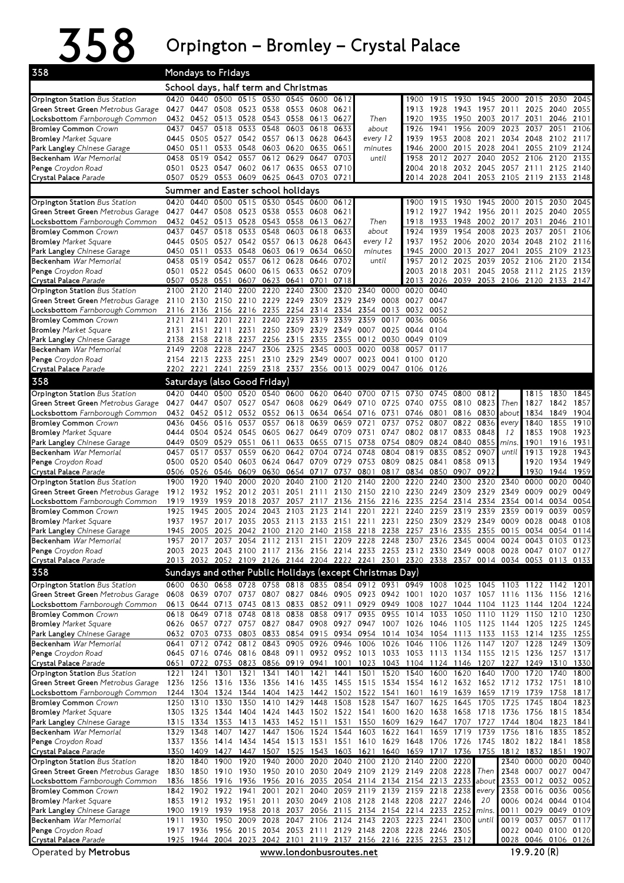# 358 Orpington – Bromley – Crystal Palace

## Mondays to Fridays

### School days, half term and Christmas

| Stop | | | | | | | | | | | | | | | | | | |
|---|---|---|---|---|---|---|---|---|---|---|---|---|---|---|---|---|---|---|
| Orpington Station Bus Station | 0420 | 0440 | 0500 | 0515 | 0530 | 0545 | 0600 | 0612 | | 1900 | 1915 | 1930 | 1945 | 2000 | 2015 | 2030 | 2045 |
| Green Street Green Metrobus Garage | 0427 | 0447 | 0508 | 0523 | 0538 | 0553 | 0608 | 0621 | | 1913 | 1928 | 1943 | 1957 | 2011 | 2025 | 2040 | 2055 |
| Locksbottom Farnborough Common | 0432 | 0452 | 0513 | 0528 | 0543 | 0558 | 0613 | 0627 | Then | 1920 | 1935 | 1950 | 2003 | 2017 | 2031 | 2046 | 2101 |
| Bromley Common Crown | 0437 | 0457 | 0518 | 0533 | 0548 | 0603 | 0618 | 0633 | about | 1926 | 1941 | 1956 | 2009 | 2023 | 2037 | 2051 | 2106 |
| Bromley Market Square | 0445 | 0505 | 0527 | 0542 | 0557 | 0613 | 0628 | 0643 | every 12 | 1939 | 1953 | 2008 | 2021 | 2034 | 2048 | 2102 | 2117 |
| Park Langley Chinese Garage | 0450 | 0511 | 0533 | 0548 | 0603 | 0620 | 0635 | 0651 | minutes | 1946 | 2000 | 2015 | 2028 | 2041 | 2055 | 2109 | 2124 |
| Beckenham War Memorial | 0458 | 0519 | 0542 | 0557 | 0612 | 0629 | 0647 | 0703 | until | 1958 | 2012 | 2027 | 2040 | 2052 | 2106 | 2120 | 2135 |
| Penge Croydon Road | 0501 | 0523 | 0547 | 0602 | 0617 | 0635 | 0653 | 0710 | | 2004 | 2018 | 2032 | 2045 | 2057 | 2111 | 2125 | 2140 |
| Crystal Palace Parade | 0507 | 0529 | 0553 | 0609 | 0625 | 0643 | 0703 | 0721 | | 2014 | 2028 | 2041 | 2053 | 2105 | 2119 | 2133 | 2148 |

### Summer and Easter school holidays

| Stop | | | | | | | | | | | | | | | | | |
|---|---|---|---|---|---|---|---|---|---|---|---|---|---|---|---|---|---|
| Orpington Station Bus Station | 0420 | 0440 | 0500 | 0515 | 0530 | 0545 | 0600 | 0612 | | 1900 | 1915 | 1930 | 1945 | 2000 | 2015 | 2030 | 2045 |
| Green Street Green Metrobus Garage | 0427 | 0447 | 0508 | 0523 | 0538 | 0553 | 0608 | 0621 | | 1912 | 1927 | 1942 | 1956 | 2011 | 2025 | 2040 | 2055 |
| Locksbottom Farnborough Common | 0432 | 0452 | 0513 | 0528 | 0543 | 0558 | 0613 | 0627 | Then | 1918 | 1933 | 1948 | 2002 | 2017 | 2031 | 2046 | 2101 |
| Bromley Common Crown | 0437 | 0457 | 0518 | 0533 | 0548 | 0603 | 0618 | 0633 | about | 1924 | 1939 | 1954 | 2008 | 2023 | 2037 | 2051 | 2106 |
| Bromley Market Square | 0445 | 0505 | 0527 | 0542 | 0557 | 0613 | 0628 | 0643 | every 12 | 1937 | 1952 | 2006 | 2020 | 2034 | 2048 | 2102 | 2116 |
| Park Langley Chinese Garage | 0450 | 0511 | 0533 | 0548 | 0603 | 0619 | 0634 | 0650 | minutes | 1945 | 2000 | 2013 | 2027 | 2041 | 2055 | 2109 | 2123 |
| Beckenham War Memorial | 0458 | 0519 | 0542 | 0557 | 0612 | 0628 | 0646 | 0702 | until | 1957 | 2012 | 2025 | 2039 | 2052 | 2106 | 2120 | 2134 |
| Penge Croydon Road | 0501 | 0522 | 0545 | 0600 | 0615 | 0633 | 0652 | 0709 | | 2003 | 2018 | 2031 | 2045 | 2058 | 2112 | 2125 | 2139 |
| Crystal Palace Parade | 0507 | 0528 | 0551 | 0607 | 0623 | 0641 | 0701 | 0718 | | 2013 | 2026 | 2039 | 2053 | 2106 | 2120 | 2133 | 2147 |

| Stop | | | | | | | | | | | | |
|---|---|---|---|---|---|---|---|---|---|---|---|---|
| Orpington Station Bus Station | 2100 | 2120 | 2140 | 2200 | 2220 | 2240 | 2300 | 2320 | 2340 | 0000 | 0020 | 0040 |
| Green Street Green Metrobus Garage | 2110 | 2130 | 2150 | 2210 | 2229 | 2249 | 2309 | 2329 | 2349 | 0008 | 0027 | 0047 |
| Locksbottom Farnborough Common | 2116 | 2136 | 2156 | 2216 | 2235 | 2254 | 2314 | 2334 | 2354 | 0013 | 0032 | 0052 |
| Bromley Common Crown | 2121 | 2141 | 2201 | 2221 | 2240 | 2259 | 2319 | 2339 | 2359 | 0017 | 0036 | 0056 |
| Bromley Market Square | 2131 | 2151 | 2211 | 2231 | 2250 | 2309 | 2329 | 2349 | 0007 | 0025 | 0044 | 0104 |
| Park Langley Chinese Garage | 2138 | 2158 | 2218 | 2237 | 2256 | 2315 | 2335 | 2355 | 0012 | 0030 | 0049 | 0109 |
| Beckenham War Memorial | 2149 | 2208 | 2228 | 2247 | 2306 | 2325 | 2345 | 0003 | 0020 | 0038 | 0057 | 0117 |
| Penge Croydon Road | 2154 | 2213 | 2233 | 2251 | 2310 | 2329 | 2349 | 0007 | 0023 | 0041 | 0100 | 0120 |
| Crystal Palace Parade | 2202 | 2221 | 2241 | 2259 | 2318 | 2337 | 2356 | 0013 | 0029 | 0047 | 0106 | 0126 |

## Saturdays (also Good Friday)

| Stop | | | | | | | | | | | | | | | | | | |
|---|---|---|---|---|---|---|---|---|---|---|---|---|---|---|---|---|---|---|
| Orpington Station Bus Station | 0420 | 0440 | 0500 | 0520 | 0540 | 0600 | 0620 | 0640 | 0700 | 0715 | 0730 | 0745 | 0800 | 0812 | | 1815 | 1830 | 1845 |
| Green Street Green Metrobus Garage | 0427 | 0447 | 0507 | 0527 | 0547 | 0608 | 0629 | 0649 | 0710 | 0725 | 0740 | 0755 | 0810 | 0823 | Then | 1827 | 1842 | 1857 |
| Locksbottom Farnborough Common | 0432 | 0452 | 0512 | 0532 | 0552 | 0613 | 0634 | 0654 | 0716 | 0731 | 0746 | 0801 | 0816 | 0830 | about | 1834 | 1849 | 1904 |
| Bromley Common Crown | 0436 | 0456 | 0516 | 0537 | 0557 | 0618 | 0639 | 0659 | 0721 | 0737 | 0752 | 0807 | 0822 | 0836 | every | 1840 | 1855 | 1910 |
| Bromley Market Square | 0444 | 0504 | 0524 | 0545 | 0605 | 0627 | 0649 | 0709 | 0731 | 0747 | 0802 | 0817 | 0833 | 0848 | 12 | 1853 | 1908 | 1923 |
| Park Langley Chinese Garage | 0449 | 0509 | 0529 | 0551 | 0611 | 0633 | 0655 | 0715 | 0738 | 0754 | 0809 | 0824 | 0840 | 0855 | mins. | 1901 | 1916 | 1931 |
| Beckenham War Memorial | 0457 | 0517 | 0537 | 0559 | 0620 | 0642 | 0704 | 0724 | 0748 | 0804 | 0819 | 0835 | 0852 | 0907 | until | 1913 | 1928 | 1943 |
| Penge Croydon Road | 0500 | 0520 | 0540 | 0603 | 0624 | 0647 | 0709 | 0729 | 0753 | 0809 | 0825 | 0841 | 0858 | 0913 | | 1920 | 1934 | 1949 |
| Crystal Palace Parade | 0506 | 0526 | 0546 | 0609 | 0630 | 0654 | 0717 | 0737 | 0801 | 0817 | 0834 | 0850 | 0907 | 0922 | | 1930 | 1944 | 1959 |

| Stop | | | | | | | | | | | | | | | | | | |
|---|---|---|---|---|---|---|---|---|---|---|---|---|---|---|---|---|---|---|
| Orpington Station Bus Station | 1900 | 1920 | 1940 | 2000 | 2020 | 2040 | 2100 | 2120 | 2140 | 2200 | 2220 | 2240 | 2300 | 2320 | 2340 | 0000 | 0020 | 0040 |
| Green Street Green Metrobus Garage | 1912 | 1932 | 1952 | 2012 | 2031 | 2051 | 2111 | 2130 | 2150 | 2210 | 2230 | 2249 | 2309 | 2329 | 2349 | 0009 | 0029 | 0049 |
| Locksbottom Farnborough Common | 1919 | 1939 | 1959 | 2018 | 2037 | 2057 | 2117 | 2136 | 2156 | 2216 | 2235 | 2254 | 2314 | 2334 | 2354 | 0014 | 0034 | 0054 |
| Bromley Common Crown | 1925 | 1945 | 2005 | 2024 | 2043 | 2103 | 2123 | 2141 | 2201 | 2221 | 2240 | 2259 | 2319 | 2339 | 2359 | 0019 | 0039 | 0059 |
| Bromley Market Square | 1937 | 1957 | 2017 | 2035 | 2053 | 2113 | 2133 | 2151 | 2211 | 2231 | 2250 | 2309 | 2329 | 2349 | 0009 | 0028 | 0048 | 0108 |
| Park Langley Chinese Garage | 1945 | 2005 | 2025 | 2042 | 2100 | 2120 | 2140 | 2158 | 2218 | 2238 | 2257 | 2316 | 2335 | 2355 | 0015 | 0034 | 0054 | 0114 |
| Beckenham War Memorial | 1957 | 2017 | 2037 | 2054 | 2112 | 2131 | 2151 | 2209 | 2228 | 2248 | 2307 | 2326 | 2345 | 0004 | 0024 | 0043 | 0103 | 0123 |
| Penge Croydon Road | 2003 | 2023 | 2043 | 2100 | 2117 | 2136 | 2156 | 2214 | 2233 | 2253 | 2312 | 2330 | 2349 | 0008 | 0028 | 0047 | 0107 | 0127 |
| Crystal Palace Parade | 2013 | 2032 | 2052 | 2109 | 2126 | 2144 | 2204 | 2222 | 2241 | 2301 | 2320 | 2338 | 2357 | 0014 | 0034 | 0053 | 0113 | 0133 |

## Sundays and other Public Holidays (except Christmas Day)

| Stop | | | | | | | | | | | | | | | | | | |
|---|---|---|---|---|---|---|---|---|---|---|---|---|---|---|---|---|---|---|
| Orpington Station Bus Station | 0600 | 0630 | 0658 | 0728 | 0758 | 0818 | 0835 | 0854 | 0912 | 0931 | 0949 | 1008 | 1025 | 1045 | 1103 | 1122 | 1142 | 1201 |
| Green Street Green Metrobus Garage | 0608 | 0639 | 0707 | 0737 | 0807 | 0827 | 0846 | 0905 | 0923 | 0942 | 1001 | 1020 | 1037 | 1057 | 1116 | 1136 | 1156 | 1216 |
| Locksbottom Farnborough Common | 0613 | 0644 | 0713 | 0743 | 0813 | 0833 | 0852 | 0911 | 0929 | 0949 | 1008 | 1027 | 1044 | 1104 | 1123 | 1144 | 1204 | 1224 |
| Bromley Common Crown | 0618 | 0649 | 0718 | 0748 | 0818 | 0838 | 0858 | 0917 | 0935 | 0955 | 1014 | 1033 | 1050 | 1110 | 1129 | 1150 | 1210 | 1230 |
| Bromley Market Square | 0626 | 0657 | 0727 | 0757 | 0827 | 0847 | 0908 | 0927 | 0947 | 1007 | 1026 | 1046 | 1105 | 1125 | 1144 | 1205 | 1225 | 1245 |
| Park Langley Chinese Garage | 0632 | 0703 | 0733 | 0803 | 0833 | 0854 | 0915 | 0934 | 0954 | 1014 | 1034 | 1054 | 1113 | 1133 | 1153 | 1214 | 1235 | 1255 |
| Beckenham War Memorial | 0641 | 0712 | 0742 | 0812 | 0843 | 0905 | 0926 | 0946 | 1006 | 1026 | 1046 | 1106 | 1126 | 1147 | 1207 | 1228 | 1249 | 1309 |
| Penge Croydon Road | 0645 | 0716 | 0746 | 0816 | 0848 | 0911 | 0932 | 0952 | 1013 | 1033 | 1053 | 1113 | 1134 | 1155 | 1215 | 1236 | 1257 | 1317 |
| Crystal Palace Parade | 0651 | 0722 | 0753 | 0823 | 0856 | 0919 | 0941 | 1001 | 1023 | 1043 | 1104 | 1124 | 1146 | 1207 | 1227 | 1249 | 1310 | 1330 |

| Stop | | | | | | | | | | | | | | | | | | |
|---|---|---|---|---|---|---|---|---|---|---|---|---|---|---|---|---|---|---|
| Orpington Station Bus Station | 1221 | 1241 | 1301 | 1321 | 1341 | 1401 | 1421 | 1441 | 1501 | 1520 | 1540 | 1600 | 1620 | 1640 | 1700 | 1720 | 1740 | 1800 |
| Green Street Green Metrobus Garage | 1236 | 1256 | 1316 | 1336 | 1356 | 1416 | 1435 | 1455 | 1515 | 1534 | 1554 | 1612 | 1632 | 1652 | 1712 | 1732 | 1751 | 1810 |
| Locksbottom Farnborough Common | 1244 | 1304 | 1324 | 1344 | 1404 | 1423 | 1442 | 1502 | 1522 | 1541 | 1601 | 1619 | 1639 | 1659 | 1719 | 1739 | 1758 | 1817 |
| Bromley Common Crown | 1250 | 1310 | 1330 | 1350 | 1410 | 1429 | 1448 | 1508 | 1528 | 1547 | 1607 | 1625 | 1645 | 1705 | 1725 | 1745 | 1804 | 1823 |
| Bromley Market Square | 1305 | 1325 | 1344 | 1404 | 1424 | 1443 | 1502 | 1522 | 1541 | 1600 | 1620 | 1638 | 1658 | 1718 | 1736 | 1756 | 1815 | 1834 |
| Park Langley Chinese Garage | 1315 | 1334 | 1353 | 1413 | 1433 | 1452 | 1511 | 1531 | 1550 | 1609 | 1629 | 1647 | 1707 | 1727 | 1744 | 1804 | 1823 | 1841 |
| Beckenham War Memorial | 1329 | 1348 | 1407 | 1427 | 1447 | 1506 | 1524 | 1544 | 1603 | 1622 | 1641 | 1659 | 1719 | 1739 | 1756 | 1816 | 1835 | 1852 |
| Penge Croydon Road | 1337 | 1356 | 1414 | 1434 | 1454 | 1513 | 1531 | 1551 | 1610 | 1629 | 1648 | 1706 | 1726 | 1745 | 1802 | 1822 | 1841 | 1858 |
| Crystal Palace Parade | 1350 | 1409 | 1427 | 1447 | 1507 | 1525 | 1543 | 1603 | 1621 | 1640 | 1659 | 1717 | 1736 | 1755 | 1812 | 1832 | 1851 | 1907 |

| Stop | | | | | | | | | | | | | | | | | | |
|---|---|---|---|---|---|---|---|---|---|---|---|---|---|---|---|---|---|---|
| Orpington Station Bus Station | 1820 | 1840 | 1900 | 1920 | 1940 | 2000 | 2020 | 2040 | 2100 | 2120 | 2140 | 2200 | 2220 | | 2340 | 0000 | 0020 | 0040 |
| Green Street Green Metrobus Garage | 1830 | 1850 | 1910 | 1930 | 1950 | 2010 | 2030 | 2049 | 2109 | 2129 | 2149 | 2208 | 2228 | Then | 2348 | 0007 | 0027 | 0047 |
| Locksbottom Farnborough Common | 1836 | 1856 | 1916 | 1936 | 1956 | 2016 | 2035 | 2054 | 2114 | 2134 | 2154 | 2213 | 2233 | about | 2353 | 0012 | 0032 | 0052 |
| Bromley Common Crown | 1842 | 1902 | 1922 | 1941 | 2001 | 2021 | 2040 | 2059 | 2119 | 2139 | 2159 | 2218 | 2238 | every | 2358 | 0016 | 0036 | 0056 |
| Bromley Market Square | 1853 | 1912 | 1932 | 1951 | 2011 | 2030 | 2049 | 2108 | 2128 | 2148 | 2208 | 2227 | 2246 | 20 | 0006 | 0024 | 0044 | 0104 |
| Park Langley Chinese Garage | 1900 | 1919 | 1939 | 1958 | 2018 | 2037 | 2056 | 2115 | 2134 | 2154 | 2214 | 2233 | 2252 | mins. | 0011 | 0029 | 0049 | 0109 |
| Beckenham War Memorial | 1911 | 1930 | 1950 | 2009 | 2028 | 2047 | 2106 | 2124 | 2143 | 2203 | 2223 | 2241 | 2300 | until | 0019 | 0037 | 0057 | 0117 |
| Penge Croydon Road | 1917 | 1936 | 1956 | 2015 | 2034 | 2053 | 2111 | 2129 | 2148 | 2208 | 2228 | 2246 | 2305 | | 0022 | 0040 | 0100 | 0120 |
| Crystal Palace Parade | 1925 | 1944 | 2004 | 2023 | 2042 | 2101 | 2119 | 2137 | 2156 | 2216 | 2235 | 2253 | 2312 | | 0028 | 0046 | 0106 | 0126 |

Operated by **Metrobus** www.londonbusroutes.net 19.9.20 (R)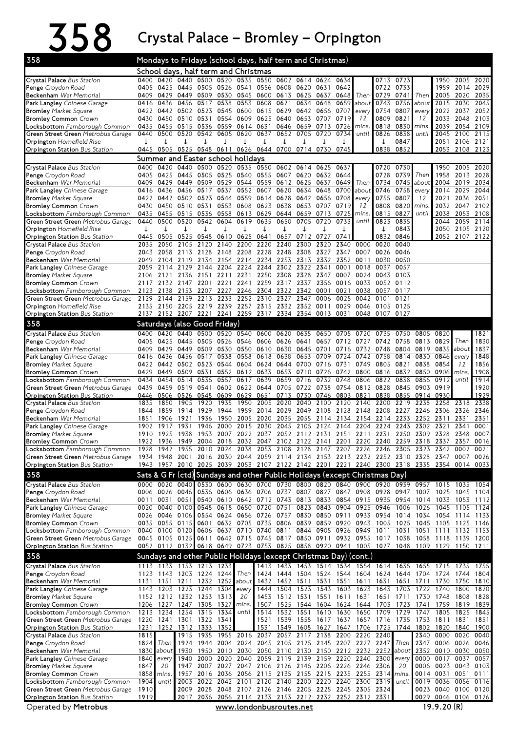# 358 Crystal Palace – Bromley – Orpington

## Mondays to Fridays (school days, half term and Christmas)

### School days, half term and Christmas

| | | | | | | | | | | | | | | | | | | |
|---|---|---|---|---|---|---|---|---|---|---|---|---|---|---|---|---|---|---|
| Crystal Palace Bus Station | 0400 | 0420 | 0440 | 0500 | 0520 | 0535 | 0550 | 0602 | 0614 | 0624 | 0634 | | 0713 | 0723 | | 1950 | 2005 | 2020 |
| Penge Croydon Road | 0405 | 0425 | 0445 | 0505 | 0526 | 0541 | 0556 | 0608 | 0620 | 0631 | 0642 | | 0722 | 0733 | | 1959 | 2014 | 2029 |
| Beckenham War Memorial | 0409 | 0429 | 0449 | 0509 | 0530 | 0545 | 0600 | 0613 | 0625 | 0637 | 0648 | Then | 0729 | 0741 | Then | 2005 | 2020 | 2035 |
| Park Langley Chinese Garage | 0416 | 0436 | 0456 | 0517 | 0538 | 0553 | 0608 | 0621 | 0634 | 0648 | 0659 | about | 0743 | 0756 | about | 2015 | 2030 | 2045 |
| Bromley Market Square | 0422 | 0442 | 0502 | 0523 | 0545 | 0600 | 0615 | 0629 | 0642 | 0656 | 0707 | every | 0754 | 0807 | every | 2022 | 2037 | 2052 |
| Bromley Common Crown | 0430 | 0450 | 0510 | 0531 | 0554 | 0609 | 0625 | 0640 | 0653 | 0707 | 0719 | 12 | 0809 | 0821 | 12 | 2033 | 2048 | 2103 |
| Locksbottom Farnborough Common | 0435 | 0455 | 0515 | 0536 | 0559 | 0614 | 0631 | 0646 | 0659 | 0713 | 0726 | mins. | 0818 | 0830 | mins. | 2039 | 2054 | 2109 |
| Green Street Green Metrobus Garage | 0440 | 0500 | 0520 | 0542 | 0605 | 0620 | 0637 | 0652 | 0705 | 0720 | 0734 | until | 0826 | 0838 | until | 2045 | 2100 | 2115 |
| Orpington Homefield Rise | ↓ | ↓ | ↓ | ↓ | ↓ | ↓ | ↓ | ↓ | ↓ | ↓ | ↓ | | ↓ | 0847 | | 2051 | 2106 | 2121 |
| Orpington Station Bus Station | 0445 | 0505 | 0525 | 0548 | 0611 | 0626 | 0644 | 0700 | 0714 | 0730 | 0745 | | 0838 | 0852 | | 2053 | 2108 | 2123 |

### Summer and Easter school holidays

| | | | | | | | | | | | | | | | | | | |
|---|---|---|---|---|---|---|---|---|---|---|---|---|---|---|---|---|---|---|
| Crystal Palace Bus Station | 0400 | 0420 | 0440 | 0500 | 0520 | 0535 | 0550 | 0602 | 0614 | 0625 | 0637 | | 0720 | 0730 | | 1950 | 2005 | 2020 |
| Penge Croydon Road | 0405 | 0425 | 0445 | 0505 | 0525 | 0540 | 0555 | 0607 | 0620 | 0632 | 0644 | | 0728 | 0739 | Then | 1958 | 2013 | 2028 |
| Beckenham War Memorial | 0409 | 0429 | 0449 | 0509 | 0529 | 0544 | 0559 | 0612 | 0625 | 0637 | 0649 | Then | 0734 | 0745 | about | 2004 | 2019 | 2034 |
| Park Langley Chinese Garage | 0416 | 0436 | 0456 | 0517 | 0537 | 0552 | 0607 | 0620 | 0634 | 0648 | 0700 | about | 0746 | 0758 | every | 2014 | 2029 | 2044 |
| Bromley Market Square | 0422 | 0442 | 0502 | 0523 | 0544 | 0559 | 0614 | 0628 | 0642 | 0656 | 0708 | every | 0755 | 0807 | 12 | 2021 | 2036 | 2051 |
| Bromley Common Crown | 0430 | 0450 | 0510 | 0531 | 0553 | 0608 | 0623 | 0638 | 0653 | 0707 | 0719 | 12 | 0808 | 0820 | mins. | 2032 | 2047 | 2102 |
| Locksbottom Farnborough Common | 0435 | 0455 | 0515 | 0536 | 0558 | 0613 | 0629 | 0644 | 0659 | 0713 | 0725 | mins. | 0815 | 0827 | until | 2038 | 2053 | 2108 |
| Green Street Green Metrobus Garage | 0440 | 0500 | 0520 | 0542 | 0604 | 0619 | 0635 | 0650 | 0705 | 0720 | 0733 | until | 0823 | 0835 | | 2044 | 2059 | 2114 |
| Orpington Homefield Rise | ↓ | ↓ | ↓ | ↓ | ↓ | ↓ | ↓ | ↓ | ↓ | ↓ | ↓ | | ↓ | 0843 | | 2050 | 2105 | 2120 |
| Orpington Station Bus Station | 0445 | 0505 | 0525 | 0548 | 0610 | 0625 | 0641 | 0657 | 0712 | 0727 | 0741 | | 0832 | 0846 | | 2052 | 2107 | 2122 |

| | | | | | | | | | | | | | | |
|---|---|---|---|---|---|---|---|---|---|---|---|---|---|---|
| Crystal Palace Bus Station | 2035 | 2050 | 2105 | 2120 | 2140 | 2200 | 2220 | 2240 | 2300 | 2320 | 2340 | 0000 | 0020 | 0040 |
| Penge Croydon Road | 2043 | 2058 | 2113 | 2128 | 2148 | 2208 | 2228 | 2248 | 2308 | 2327 | 2347 | 0007 | 0026 | 0046 |
| Beckenham War Memorial | 2049 | 2104 | 2119 | 2134 | 2154 | 2214 | 2234 | 2253 | 2313 | 2332 | 2352 | 0011 | 0030 | 0050 |
| Park Langley Chinese Garage | 2059 | 2114 | 2129 | 2144 | 2204 | 2224 | 2244 | 2302 | 2322 | 2341 | 0001 | 0018 | 0037 | 0057 |
| Bromley Market Square | 2106 | 2121 | 2136 | 2151 | 2211 | 2231 | 2250 | 2308 | 2328 | 2347 | 0007 | 0024 | 0043 | 0103 |
| Bromley Common Crown | 2117 | 2132 | 2147 | 2201 | 2221 | 2241 | 2259 | 2317 | 2337 | 2356 | 0016 | 0033 | 0052 | 0112 |
| Locksbottom Farnborough Common | 2123 | 2138 | 2153 | 2207 | 2227 | 2246 | 2304 | 2322 | 2342 | 0001 | 0021 | 0038 | 0057 | 0117 |
| Green Street Green Metrobus Garage | 2129 | 2144 | 2159 | 2213 | 2233 | 2252 | 2310 | 2327 | 2347 | 0006 | 0025 | 0042 | 0101 | 0121 |
| Orpington Homefield Rise | 2135 | 2150 | 2205 | 2219 | 2239 | 2257 | 2315 | 2332 | 2352 | 0011 | 0029 | 0046 | 0105 | 0125 |
| Orpington Station Bus Station | 2137 | 2152 | 2207 | 2221 | 2241 | 2259 | 2317 | 2334 | 2354 | 0013 | 0031 | 0048 | 0107 | 0127 |

## Saturdays (also Good Friday)

| | | | | | | | | | | | | | | | | | | |
|---|---|---|---|---|---|---|---|---|---|---|---|---|---|---|---|---|---|---|
| Crystal Palace Bus Station | 0400 | 0420 | 0440 | 0500 | 0520 | 0540 | 0600 | 0620 | 0635 | 0650 | 0705 | 0720 | 0735 | 0750 | 0805 | 0820 | | 1821 |
| Penge Croydon Road | 0405 | 0425 | 0445 | 0505 | 0526 | 0546 | 0606 | 0626 | 0641 | 0657 | 0712 | 0727 | 0742 | 0758 | 0813 | 0829 | Then | 1830 |
| Beckenham War Memorial | 0409 | 0429 | 0449 | 0509 | 0530 | 0550 | 0610 | 0630 | 0645 | 0701 | 0716 | 0732 | 0748 | 0804 | 0819 | 0835 | about | 1837 |
| Park Langley Chinese Garage | 0416 | 0436 | 0456 | 0517 | 0538 | 0558 | 0618 | 0638 | 0653 | 0709 | 0724 | 0742 | 0758 | 0814 | 0830 | 0846 | every | 1848 |
| Bromley Market Square | 0422 | 0442 | 0502 | 0523 | 0544 | 0604 | 0624 | 0644 | 0700 | 0716 | 0731 | 0749 | 0805 | 0821 | 0838 | 0854 | 12 | 1856 |
| Bromley Common Crown | 0429 | 0449 | 0509 | 0531 | 0552 | 0612 | 0633 | 0653 | 0710 | 0726 | 0742 | 0800 | 0816 | 0832 | 0850 | 0906 | mins. | 1908 |
| Locksbottom Farnborough Common | 0434 | 0454 | 0514 | 0536 | 0557 | 0617 | 0639 | 0659 | 0716 | 0732 | 0748 | 0806 | 0822 | 0838 | 0856 | 0912 | until | 1914 |
| Green Street Green Metrobus Garage | 0439 | 0459 | 0519 | 0541 | 0602 | 0622 | 0644 | 0705 | 0722 | 0738 | 0754 | 0812 | 0828 | 0845 | 0903 | 0919 | | 1920 |
| Orpington Station Bus Station | 0446 | 0506 | 0526 | 0548 | 0609 | 0629 | 0651 | 0713 | 0730 | 0746 | 0803 | 0821 | 0838 | 0855 | 0914 | 0930 | | 1929 |

| | | | | | | | | | | | | | | | | | | |
|---|---|---|---|---|---|---|---|---|---|---|---|---|---|---|---|---|---|---|
| Crystal Palace Bus Station | 1835 | 1850 | 1905 | 1920 | 1935 | 1950 | 2005 | 2020 | 2040 | 2100 | 2120 | 2140 | 2200 | 2219 | 2238 | 2258 | 2318 | 2338 |
| Penge Croydon Road | 1844 | 1859 | 1914 | 1929 | 1944 | 1959 | 2014 | 2029 | 2049 | 2108 | 2128 | 2148 | 2208 | 2227 | 2246 | 2306 | 2326 | 2346 |
| Beckenham War Memorial | 1851 | 1906 | 1921 | 1936 | 1950 | 2005 | 2020 | 2035 | 2055 | 2114 | 2134 | 2154 | 2214 | 2233 | 2252 | 2311 | 2331 | 2351 |
| Park Langley Chinese Garage | 1902 | 1917 | 1931 | 1946 | 2000 | 2015 | 2030 | 2045 | 2105 | 2124 | 2144 | 2204 | 2224 | 2243 | 2302 | 2321 | 2341 | 0001 |
| Bromley Market Square | 1910 | 1925 | 1938 | 1953 | 2007 | 2022 | 2037 | 2052 | 2112 | 2131 | 2151 | 2211 | 2231 | 2250 | 2309 | 2328 | 2348 | 0007 |
| Bromley Common Crown | 1922 | 1936 | 1949 | 2004 | 2018 | 2032 | 2047 | 2102 | 2122 | 2141 | 2201 | 2220 | 2240 | 2259 | 2318 | 2337 | 2357 | 0016 |
| Locksbottom Farnborough Common | 1928 | 1942 | 1955 | 2010 | 2024 | 2038 | 2053 | 2108 | 2128 | 2147 | 2207 | 2226 | 2246 | 2305 | 2323 | 2342 | 0002 | 0021 |
| Green Street Green Metrobus Garage | 1934 | 1948 | 2001 | 2016 | 2030 | 2044 | 2059 | 2114 | 2134 | 2153 | 2213 | 2232 | 2252 | 2310 | 2328 | 2347 | 0007 | 0026 |
| Orpington Station Bus Station | 1943 | 1957 | 2010 | 2025 | 2039 | 2053 | 2107 | 2122 | 2142 | 2201 | 2221 | 2240 | 2300 | 2318 | 2335 | 2354 | 0014 | 0033 |

## Sats & G Fr (ctd) | Sundays and other Public Holidays (except Christmas Day)

| | Sats & G Fr (ctd) | | | Sundays and other Public Holidays (except Christmas Day) | | | | | | | | | | | | | | |
|---|---|---|---|---|---|---|---|---|---|---|---|---|---|---|---|---|---|---|
| Crystal Palace Bus Station | 0000 | 0020 | 0040 | 0530 | 0600 | 0630 | 0700 | 0730 | 0800 | 0820 | 0840 | 0900 | 0920 | 0939 | 0957 | 1015 | 1035 | 1054 |
| Penge Croydon Road | 0006 | 0026 | 0046 | 0536 | 0606 | 0636 | 0706 | 0737 | 0807 | 0827 | 0847 | 0908 | 0928 | 0947 | 1007 | 1025 | 1045 | 1104 |
| Beckenham War Memorial | 0011 | 0031 | 0051 | 0540 | 0610 | 0642 | 0712 | 0743 | 0813 | 0833 | 0854 | 0915 | 0935 | 0954 | 1014 | 1033 | 1053 | 1112 |
| Park Langley Chinese Garage | 0020 | 0040 | 0100 | 0548 | 0618 | 0650 | 0720 | 0751 | 0823 | 0843 | 0904 | 0925 | 0946 | 1006 | 1026 | 1045 | 1105 | 1124 |
| Bromley Market Square | 0026 | 0046 | 0106 | 0554 | 0624 | 0656 | 0726 | 0757 | 0830 | 0850 | 0911 | 0933 | 0954 | 1014 | 1034 | 1054 | 1114 | 1133 |
| Bromley Common Crown | 0035 | 0055 | 0115 | 0601 | 0632 | 0705 | 0735 | 0806 | 0839 | 0859 | 0920 | 0943 | 1005 | 1025 | 1045 | 1105 | 1125 | 1146 |
| Locksbottom Farnborough Common | 0040 | 0100 | 0120 | 0606 | 0637 | 0710 | 0740 | 0811 | 0844 | 0905 | 0926 | 0949 | 1011 | 1031 | 1051 | 1111 | 1132 | 1153 |
| Green Street Green Metrobus Garage | 0045 | 0105 | 0125 | 0611 | 0642 | 0715 | 0745 | 0817 | 0850 | 0911 | 0932 | 0955 | 1017 | 1038 | 1058 | 1118 | 1139 | 1200 |
| Orpington Station Bus Station | 0052 | 0112 | 0132 | 0618 | 0649 | 0723 | 0753 | 0825 | 0858 | 0920 | 0941 | 1005 | 1027 | 1048 | 1109 | 1129 | 1150 | 1211 |

## Sundays and other Public Holidays (except Christmas Day) (cont.)

| | | | | | | | | | | | | | | | | | |
|---|---|---|---|---|---|---|---|---|---|---|---|---|---|---|---|---|---|
| Crystal Palace Bus Station | 1113 | 1133 | 1153 | 1213 | 1233 | | 1413 | 1433 | 1453 | 1514 | 1534 | 1554 | 1614 | 1635 | 1655 | 1715 | 1735 | 1755 |
| Penge Croydon Road | 1123 | 1143 | 1203 | 1224 | 1244 | Then | 1424 | 1444 | 1504 | 1524 | 1544 | 1604 | 1624 | 1644 | 1704 | 1724 | 1744 | 1804 |
| Beckenham War Memorial | 1131 | 1151 | 1211 | 1232 | 1252 | about | 1432 | 1452 | 1511 | 1531 | 1551 | 1611 | 1631 | 1651 | 1711 | 1730 | 1750 | 1810 |
| Park Langley Chinese Garage | 1143 | 1203 | 1223 | 1244 | 1304 | every | 1444 | 1504 | 1523 | 1543 | 1603 | 1623 | 1643 | 1703 | 1722 | 1740 | 1800 | 1820 |
| Bromley Market Square | 1152 | 1212 | 1232 | 1253 | 1313 | 20 | 1453 | 1512 | 1531 | 1551 | 1611 | 1631 | 1651 | 1711 | 1730 | 1748 | 1808 | 1828 |
| Bromley Common Crown | 1206 | 1227 | 1247 | 1308 | 1327 | mins. | 1507 | 1525 | 1544 | 1604 | 1624 | 1644 | 1703 | 1723 | 1741 | 1759 | 1819 | 1839 |
| Locksbottom Farnborough Common | 1213 | 1234 | 1254 | 1315 | 1334 | until | 1514 | 1532 | 1551 | 1610 | 1630 | 1650 | 1709 | 1729 | 1747 | 1805 | 1825 | 1845 |
| Green Street Green Metrobus Garage | 1220 | 1241 | 1301 | 1322 | 1341 | | 1521 | 1539 | 1558 | 1617 | 1637 | 1657 | 1716 | 1735 | 1753 | 1811 | 1831 | 1851 |
| Orpington Station Bus Station | 1231 | 1252 | 1312 | 1333 | 1352 | | 1531 | 1549 | 1608 | 1627 | 1647 | 1706 | 1725 | 1744 | 1802 | 1820 | 1840 | 1900 |

| | | | | | | | | | | | | | | | | | |
|---|---|---|---|---|---|---|---|---|---|---|---|---|---|---|---|---|---|
| Crystal Palace Bus Station | 1815 | | 1915 | 1935 | 1955 | 2016 | 2037 | 2057 | 2117 | 2138 | 2200 | 2220 | 2240 | | 2340 | 0000 | 0020 | 0040 |
| Penge Croydon Road | 1824 | Then | 1924 | 1944 | 2004 | 2024 | 2045 | 2105 | 2125 | 2145 | 2207 | 2227 | 2247 | Then | 2347 | 0006 | 0026 | 0046 |
| Beckenham War Memorial | 1830 | about | 1930 | 1950 | 2010 | 2030 | 2050 | 2110 | 2130 | 2150 | 2212 | 2232 | 2252 | about | 2352 | 0010 | 0030 | 0050 |
| Park Langley Chinese Garage | 1840 | every | 1940 | 2000 | 2020 | 2040 | 2059 | 2119 | 2139 | 2159 | 2220 | 2240 | 2300 | every | 0000 | 0017 | 0037 | 0057 |
| Bromley Market Square | 1847 | 20 | 1947 | 2007 | 2027 | 2047 | 2106 | 2126 | 2146 | 2206 | 2226 | 2246 | 2306 | 20 | 0006 | 0023 | 0043 | 0103 |
| Bromley Common Crown | 1858 | mins. | 1957 | 2016 | 2036 | 2056 | 2115 | 2135 | 2155 | 2215 | 2235 | 2255 | 2314 | mins. | 0014 | 0031 | 0051 | 0111 |
| Locksbottom Farnborough Common | 1904 | until | 2003 | 2022 | 2042 | 2101 | 2120 | 2140 | 2200 | 2220 | 2240 | 2300 | 2319 | until | 0019 | 0036 | 0056 | 0116 |
| Green Street Green Metrobus Garage | 1910 | | 2009 | 2028 | 2048 | 2107 | 2126 | 2146 | 2205 | 2225 | 2245 | 2305 | 2324 | | 0023 | 0040 | 0100 | 0120 |
| Orpington Station Bus Station | 1919 | | 2017 | 2036 | 2056 | 2114 | 2133 | 2153 | 2212 | 2232 | 2252 | 2312 | 2331 | | 0029 | 0046 | 0106 | 0126 |

Operated by **Metrobus** www.londonbusroutes.net 19.9.20 (R)